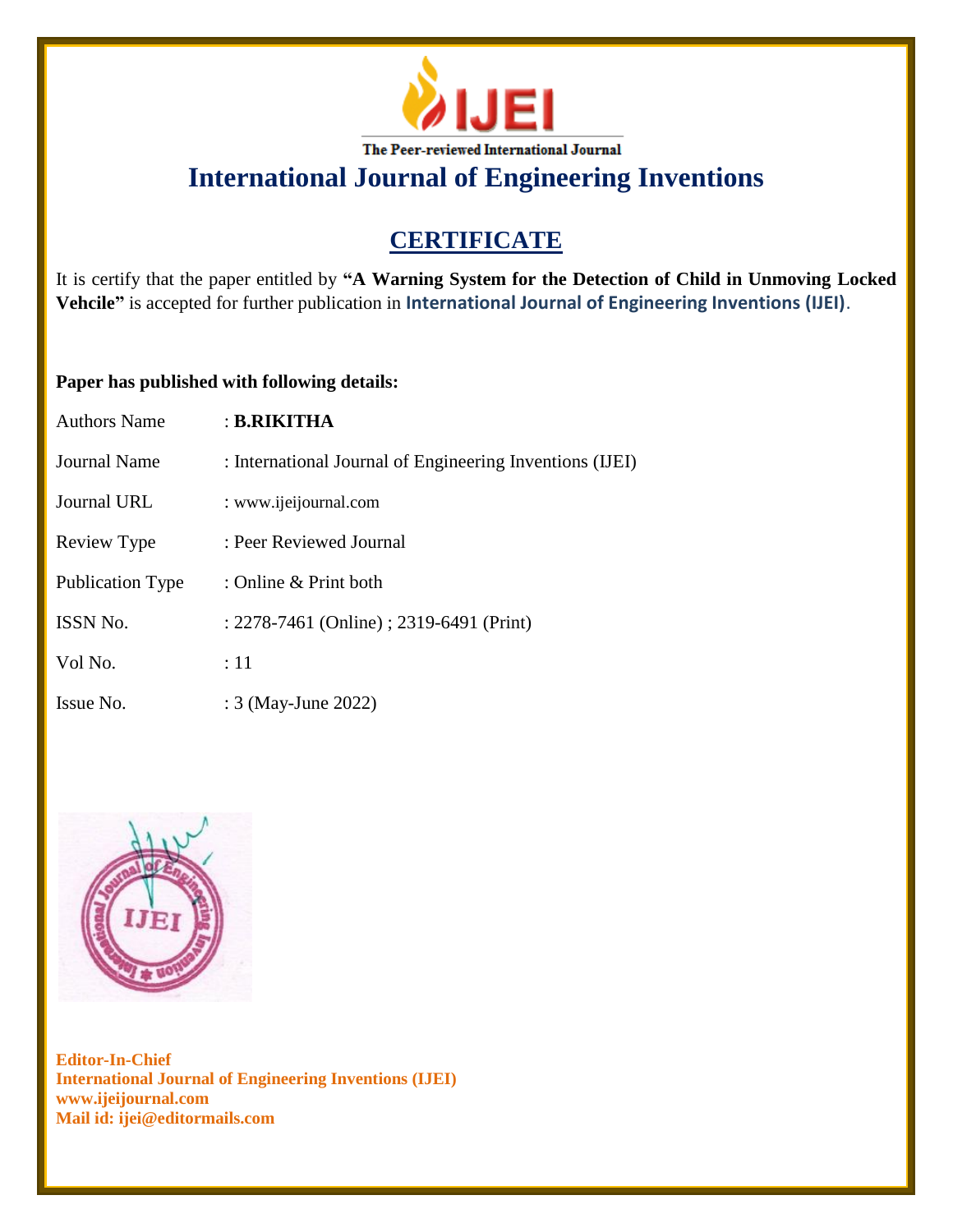IJEI

The Peer-reviewed International Journal

# International Journal of Engineering Inventions

## CERTIFICATE

It is certify that the paper entitled by **"A Warning System for the Detection of Child in Unmoving Locked Vehcile"** is accepted for further publication in **International Journal of Engineering Inventions (IJEI)**.

**Paper has published with following details:**

| | |
|---|---|
| Authors Name | : **B.RIKITHA** |
| Journal Name | : International Journal of Engineering Inventions (IJEI) |
| Journal URL | : www.ijeijournal.com |
| Review Type | : Peer Reviewed Journal |
| Publication Type | : Online & Print both |
| ISSN No. | : 2278-7461 (Online) ; 2319-6491 (Print) |
| Vol No. | : 11 |
| Issue No. | : 3 (May-June 2022) |

**Editor-In-Chief**
**International Journal of Engineering Inventions (IJEI)**
**www.ijeijournal.com**
**Mail id: ijei@editormails.com**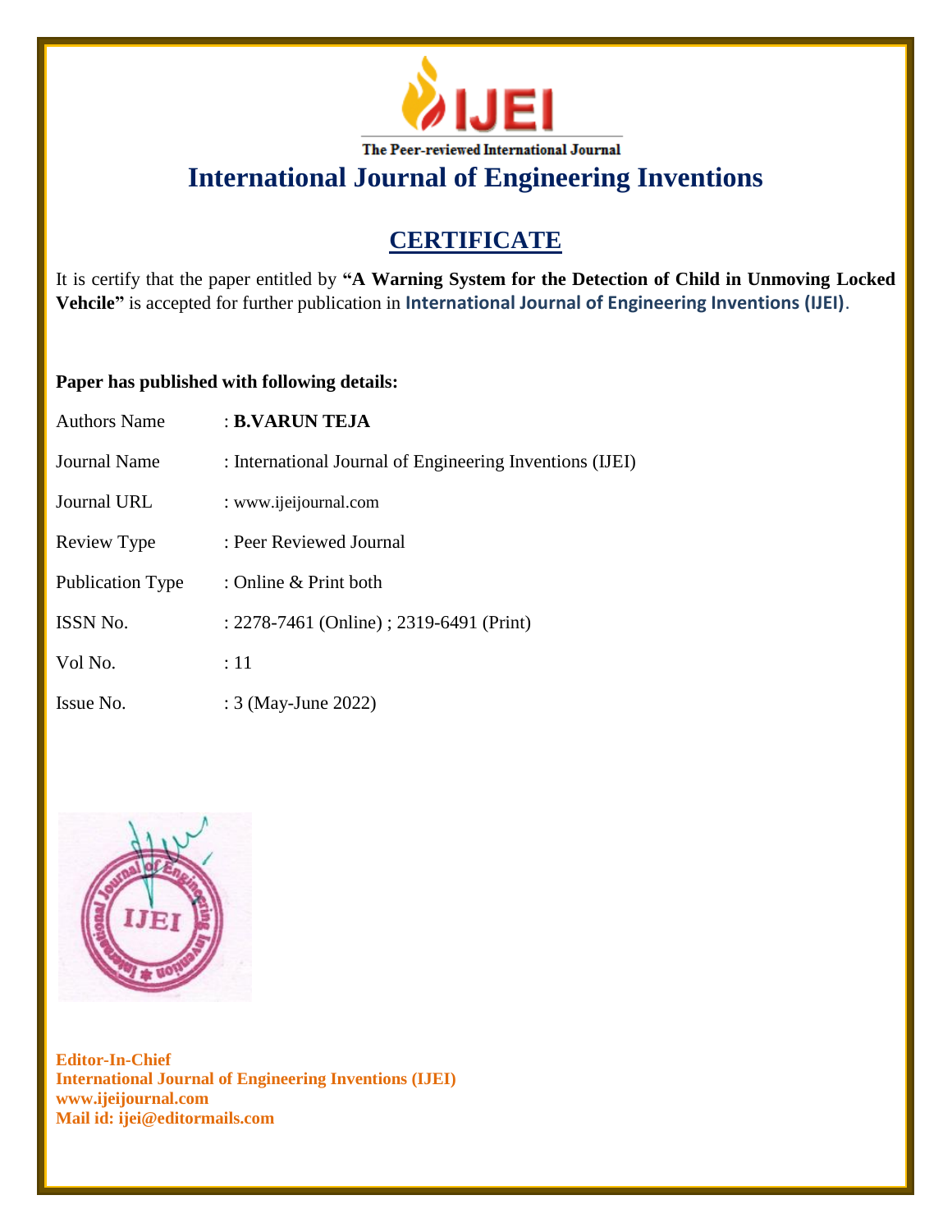The Peer-reviewed International Journal

# International Journal of Engineering Inventions

## CERTIFICATE

It is certify that the paper entitled by **"A Warning System for the Detection of Child in Unmoving Locked Vehcile"** is accepted for further publication in **International Journal of Engineering Inventions (IJEI)**.

**Paper has published with following details:**

| | |
|---|---|
| Authors Name | : **B.VARUN TEJA** |
| Journal Name | : International Journal of Engineering Inventions (IJEI) |
| Journal URL | : www.ijeijournal.com |
| Review Type | : Peer Reviewed Journal |
| Publication Type | : Online & Print both |
| ISSN No. | : 2278-7461 (Online) ; 2319-6491 (Print) |
| Vol No. | : 11 |
| Issue No. | : 3 (May-June 2022) |

**Editor-In-Chief**
**International Journal of Engineering Inventions (IJEI)**
**www.ijeijournal.com**
**Mail id: ijei@editormails.com**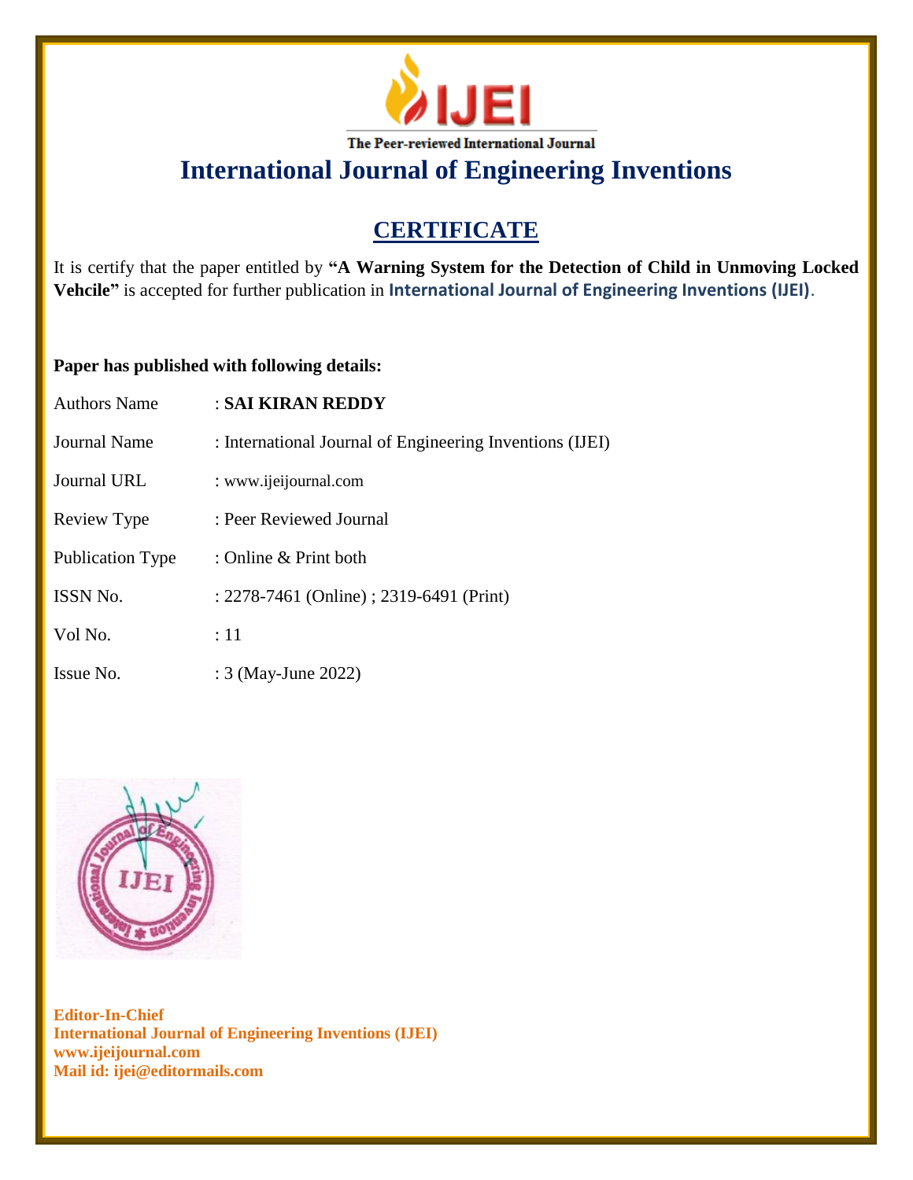IJEI

The Peer-reviewed International Journal

# International Journal of Engineering Inventions

## CERTIFICATE

It is certify that the paper entitled by **"A Warning System for the Detection of Child in Unmoving Locked Vehcile"** is accepted for further publication in **International Journal of Engineering Inventions (IJEI)**.

**Paper has published with following details:**

| | |
|---|---|
| Authors Name | : **SAI KIRAN REDDY** |
| Journal Name | : International Journal of Engineering Inventions (IJEI) |
| Journal URL | : www.ijeijournal.com |
| Review Type | : Peer Reviewed Journal |
| Publication Type | : Online & Print both |
| ISSN No. | : 2278-7461 (Online) ; 2319-6491 (Print) |
| Vol No. | : 11 |
| Issue No. | : 3 (May-June 2022) |

**Editor-In-Chief**
**International Journal of Engineering Inventions (IJEI)**
**www.ijeijournal.com**
**Mail id: ijei@editormails.com**